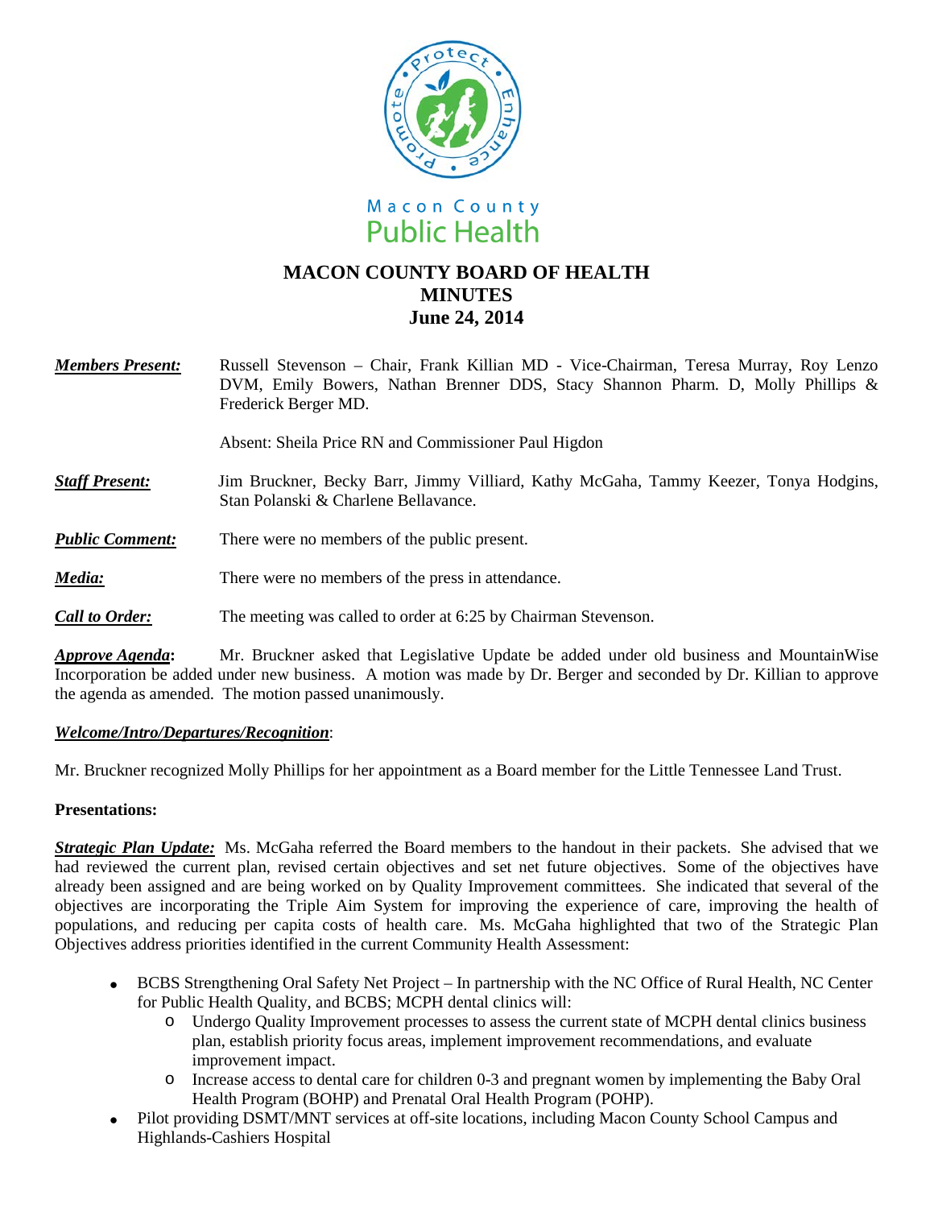Macon County Public Health

# MACON COUNTY BOARD OF HEALTH
# MINUTES
# June 24, 2014

***Members Present:*** Russell Stevenson – Chair, Frank Killian MD - Vice-Chairman, Teresa Murray, Roy Lenzo DVM, Emily Bowers, Nathan Brenner DDS, Stacy Shannon Pharm. D, Molly Phillips & Frederick Berger MD.

Absent: Sheila Price RN and Commissioner Paul Higdon

***Staff Present:*** Jim Bruckner, Becky Barr, Jimmy Villiard, Kathy McGaha, Tammy Keezer, Tonya Hodgins, Stan Polanski & Charlene Bellavance.

***Public Comment:*** There were no members of the public present.

***Media:*** There were no members of the press in attendance.

***Call to Order:*** The meeting was called to order at 6:25 by Chairman Stevenson.

***Approve Agenda*:** Mr. Bruckner asked that Legislative Update be added under old business and MountainWise Incorporation be added under new business. A motion was made by Dr. Berger and seconded by Dr. Killian to approve the agenda as amended. The motion passed unanimously.

***Welcome/Intro/Departures/Recognition***:

Mr. Bruckner recognized Molly Phillips for her appointment as a Board member for the Little Tennessee Land Trust.

**Presentations:**

***Strategic Plan Update:*** Ms. McGaha referred the Board members to the handout in their packets. She advised that we had reviewed the current plan, revised certain objectives and set net future objectives. Some of the objectives have already been assigned and are being worked on by Quality Improvement committees. She indicated that several of the objectives are incorporating the Triple Aim System for improving the experience of care, improving the health of populations, and reducing per capita costs of health care. Ms. McGaha highlighted that two of the Strategic Plan Objectives address priorities identified in the current Community Health Assessment:

- BCBS Strengthening Oral Safety Net Project – In partnership with the NC Office of Rural Health, NC Center for Public Health Quality, and BCBS; MCPH dental clinics will:
  - Undergo Quality Improvement processes to assess the current state of MCPH dental clinics business plan, establish priority focus areas, implement improvement recommendations, and evaluate improvement impact.
  - Increase access to dental care for children 0-3 and pregnant women by implementing the Baby Oral Health Program (BOHP) and Prenatal Oral Health Program (POHP).
- Pilot providing DSMT/MNT services at off-site locations, including Macon County School Campus and Highlands-Cashiers Hospital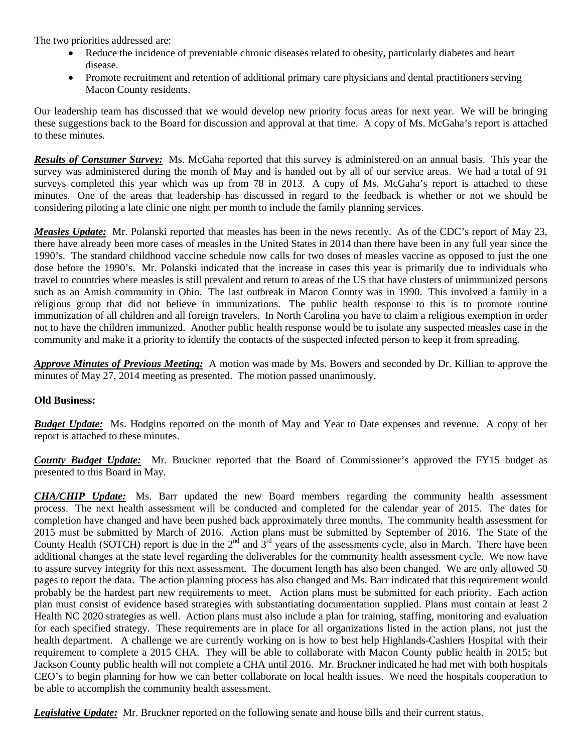The two priorities addressed are:

- Reduce the incidence of preventable chronic diseases related to obesity, particularly diabetes and heart disease.
- Promote recruitment and retention of additional primary care physicians and dental practitioners serving Macon County residents.

Our leadership team has discussed that we would develop new priority focus areas for next year. We will be bringing these suggestions back to the Board for discussion and approval at that time. A copy of Ms. McGaha's report is attached to these minutes.

***Results of Consumer Survey:*** Ms. McGaha reported that this survey is administered on an annual basis. This year the survey was administered during the month of May and is handed out by all of our service areas. We had a total of 91 surveys completed this year which was up from 78 in 2013. A copy of Ms. McGaha's report is attached to these minutes. One of the areas that leadership has discussed in regard to the feedback is whether or not we should be considering piloting a late clinic one night per month to include the family planning services.

***Measles Update:*** Mr. Polanski reported that measles has been in the news recently. As of the CDC's report of May 23, there have already been more cases of measles in the United States in 2014 than there have been in any full year since the 1990's. The standard childhood vaccine schedule now calls for two doses of measles vaccine as opposed to just the one dose before the 1990's. Mr. Polanski indicated that the increase in cases this year is primarily due to individuals who travel to countries where measles is still prevalent and return to areas of the US that have clusters of unimmunized persons such as an Amish community in Ohio. The last outbreak in Macon County was in 1990. This involved a family in a religious group that did not believe in immunizations. The public health response to this is to promote routine immunization of all children and all foreign travelers. In North Carolina you have to claim a religious exemption in order not to have the children immunized. Another public health response would be to isolate any suspected measles case in the community and make it a priority to identify the contacts of the suspected infected person to keep it from spreading.

***Approve Minutes of Previous Meeting:*** A motion was made by Ms. Bowers and seconded by Dr. Killian to approve the minutes of May 27, 2014 meeting as presented. The motion passed unanimously.

**Old Business:**

***Budget Update:*** Ms. Hodgins reported on the month of May and Year to Date expenses and revenue. A copy of her report is attached to these minutes.

***County Budget Update:*** Mr. Bruckner reported that the Board of Commissioner's approved the FY15 budget as presented to this Board in May.

***CHA/CHIP Update:*** Ms. Barr updated the new Board members regarding the community health assessment process. The next health assessment will be conducted and completed for the calendar year of 2015. The dates for completion have changed and have been pushed back approximately three months. The community health assessment for 2015 must be submitted by March of 2016. Action plans must be submitted by September of 2016. The State of the County Health (SOTCH) report is due in the 2nd and 3rd years of the assessments cycle, also in March. There have been additional changes at the state level regarding the deliverables for the community health assessment cycle. We now have to assure survey integrity for this next assessment. The document length has also been changed. We are only allowed 50 pages to report the data. The action planning process has also changed and Ms. Barr indicated that this requirement would probably be the hardest part new requirements to meet. Action plans must be submitted for each priority. Each action plan must consist of evidence based strategies with substantiating documentation supplied. Plans must contain at least 2 Health NC 2020 strategies as well. Action plans must also include a plan for training, staffing, monitoring and evaluation for each specified strategy. These requirements are in place for all organizations listed in the action plans, not just the health department. A challenge we are currently working on is how to best help Highlands-Cashiers Hospital with their requirement to complete a 2015 CHA. They will be able to collaborate with Macon County public health in 2015; but Jackson County public health will not complete a CHA until 2016. Mr. Bruckner indicated he had met with both hospitals CEO's to begin planning for how we can better collaborate on local health issues. We need the hospitals cooperation to be able to accomplish the community health assessment.

***Legislative Update:*** Mr. Bruckner reported on the following senate and house bills and their current status.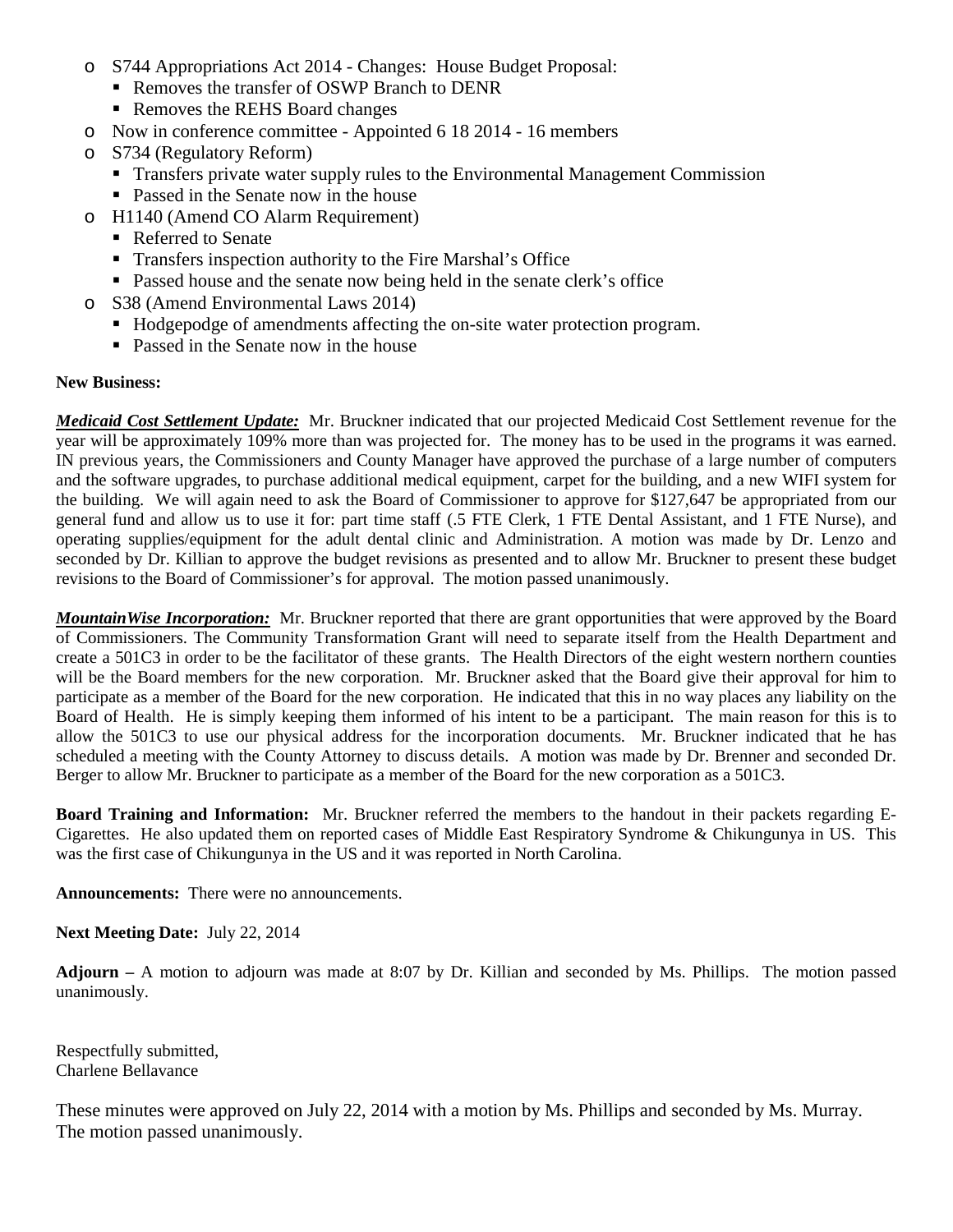- S744 Appropriations Act 2014 - Changes: House Budget Proposal:
  - Removes the transfer of OSWP Branch to DENR
  - Removes the REHS Board changes
- Now in conference committee - Appointed 6 18 2014 - 16 members
- S734 (Regulatory Reform)
  - Transfers private water supply rules to the Environmental Management Commission
  - Passed in the Senate now in the house
- H1140 (Amend CO Alarm Requirement)
  - Referred to Senate
  - Transfers inspection authority to the Fire Marshal's Office
  - Passed house and the senate now being held in the senate clerk's office
- S38 (Amend Environmental Laws 2014)
  - Hodgepodge of amendments affecting the on-site water protection program.
  - Passed in the Senate now in the house

**New Business:**

***Medicaid Cost Settlement Update:*** Mr. Bruckner indicated that our projected Medicaid Cost Settlement revenue for the year will be approximately 109% more than was projected for. The money has to be used in the programs it was earned. IN previous years, the Commissioners and County Manager have approved the purchase of a large number of computers and the software upgrades, to purchase additional medical equipment, carpet for the building, and a new WIFI system for the building. We will again need to ask the Board of Commissioner to approve for $127,647 be appropriated from our general fund and allow us to use it for: part time staff (.5 FTE Clerk, 1 FTE Dental Assistant, and 1 FTE Nurse), and operating supplies/equipment for the adult dental clinic and Administration. A motion was made by Dr. Lenzo and seconded by Dr. Killian to approve the budget revisions as presented and to allow Mr. Bruckner to present these budget revisions to the Board of Commissioner's for approval. The motion passed unanimously.

***MountainWise Incorporation:*** Mr. Bruckner reported that there are grant opportunities that were approved by the Board of Commissioners. The Community Transformation Grant will need to separate itself from the Health Department and create a 501C3 in order to be the facilitator of these grants. The Health Directors of the eight western northern counties will be the Board members for the new corporation. Mr. Bruckner asked that the Board give their approval for him to participate as a member of the Board for the new corporation. He indicated that this in no way places any liability on the Board of Health. He is simply keeping them informed of his intent to be a participant. The main reason for this is to allow the 501C3 to use our physical address for the incorporation documents. Mr. Bruckner indicated that he has scheduled a meeting with the County Attorney to discuss details. A motion was made by Dr. Brenner and seconded Dr. Berger to allow Mr. Bruckner to participate as a member of the Board for the new corporation as a 501C3.

**Board Training and Information:** Mr. Bruckner referred the members to the handout in their packets regarding E-Cigarettes. He also updated them on reported cases of Middle East Respiratory Syndrome & Chikungunya in US. This was the first case of Chikungunya in the US and it was reported in North Carolina.

**Announcements:** There were no announcements.

**Next Meeting Date:** July 22, 2014

**Adjourn –** A motion to adjourn was made at 8:07 by Dr. Killian and seconded by Ms. Phillips. The motion passed unanimously.

Respectfully submitted,
Charlene Bellavance

These minutes were approved on July 22, 2014 with a motion by Ms. Phillips and seconded by Ms. Murray. The motion passed unanimously.